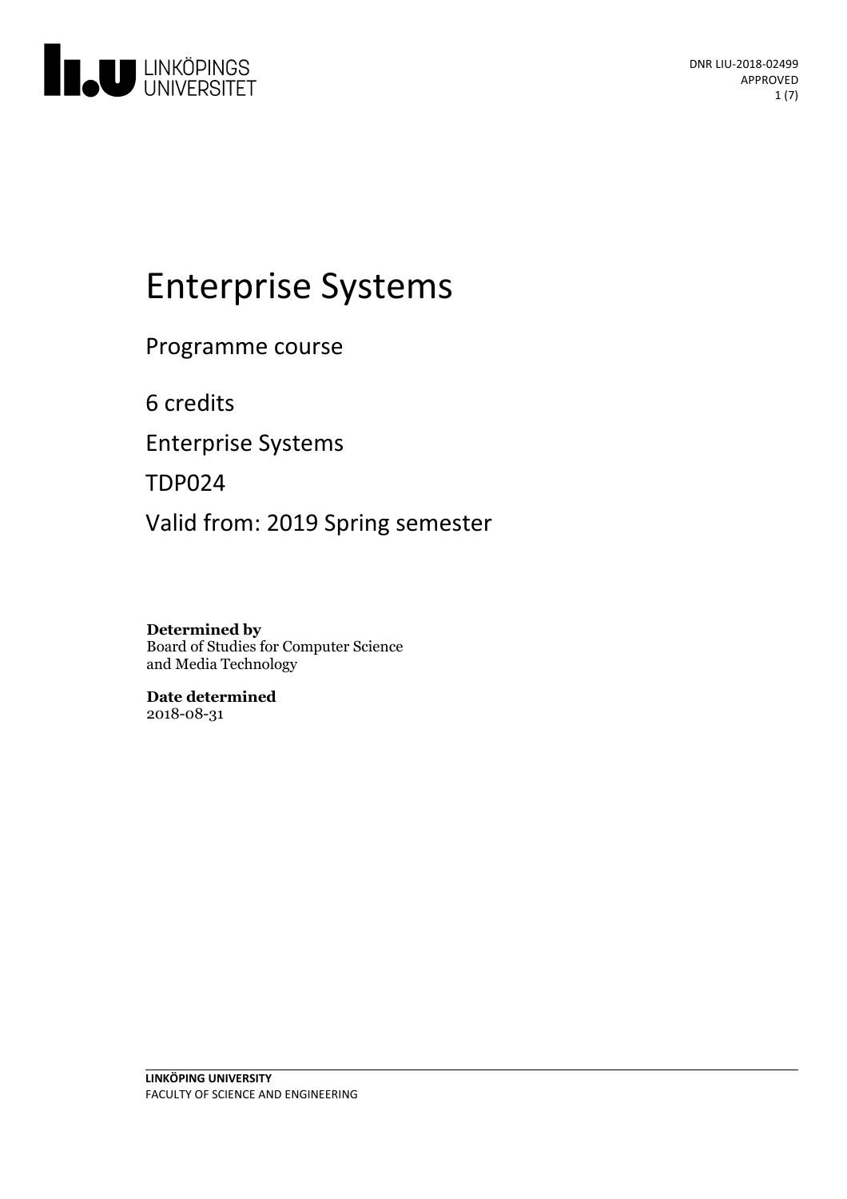DNR LIU-2018-02499
APPROVED

# Enterprise Systems

Programme course

6 credits

Enterprise Systems

TDP024

Valid from: 2019 Spring semester

**Determined by**
Board of Studies for Computer Science and Media Technology

**Date determined**
2018-08-31

**LINKÖPING UNIVERSITY**
FACULTY OF SCIENCE AND ENGINEERING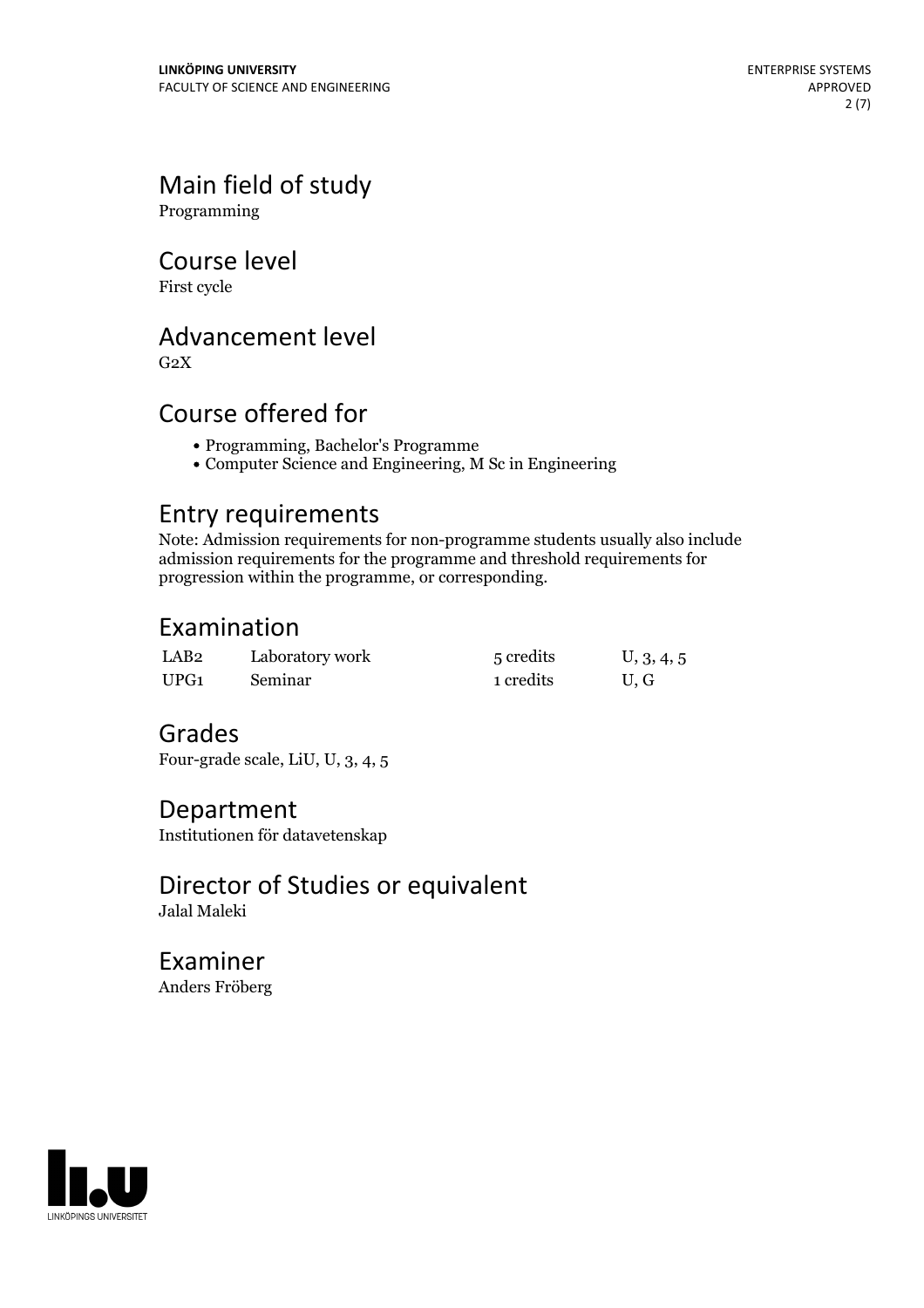## Main field of study

Programming

## Course level

First cycle

## Advancement level

G2X

## Course offered for

- Programming, Bachelor's Programme
- Computer Science and Engineering, M Sc in Engineering

## Entry requirements

Note: Admission requirements for non-programme students usually also include admission requirements for the programme and threshold requirements for progression within the programme, or corresponding.

## Examination

| | | | |
|---|---|---|---|
| LAB2 | Laboratory work | 5 credits | U, 3, 4, 5 |
| UPG1 | Seminar | 1 credits | U, G |

## Grades

Four-grade scale, LiU, U, 3, 4, 5

## Department

Institutionen för datavetenskap

## Director of Studies or equivalent

Jalal Maleki

## Examiner

Anders Fröberg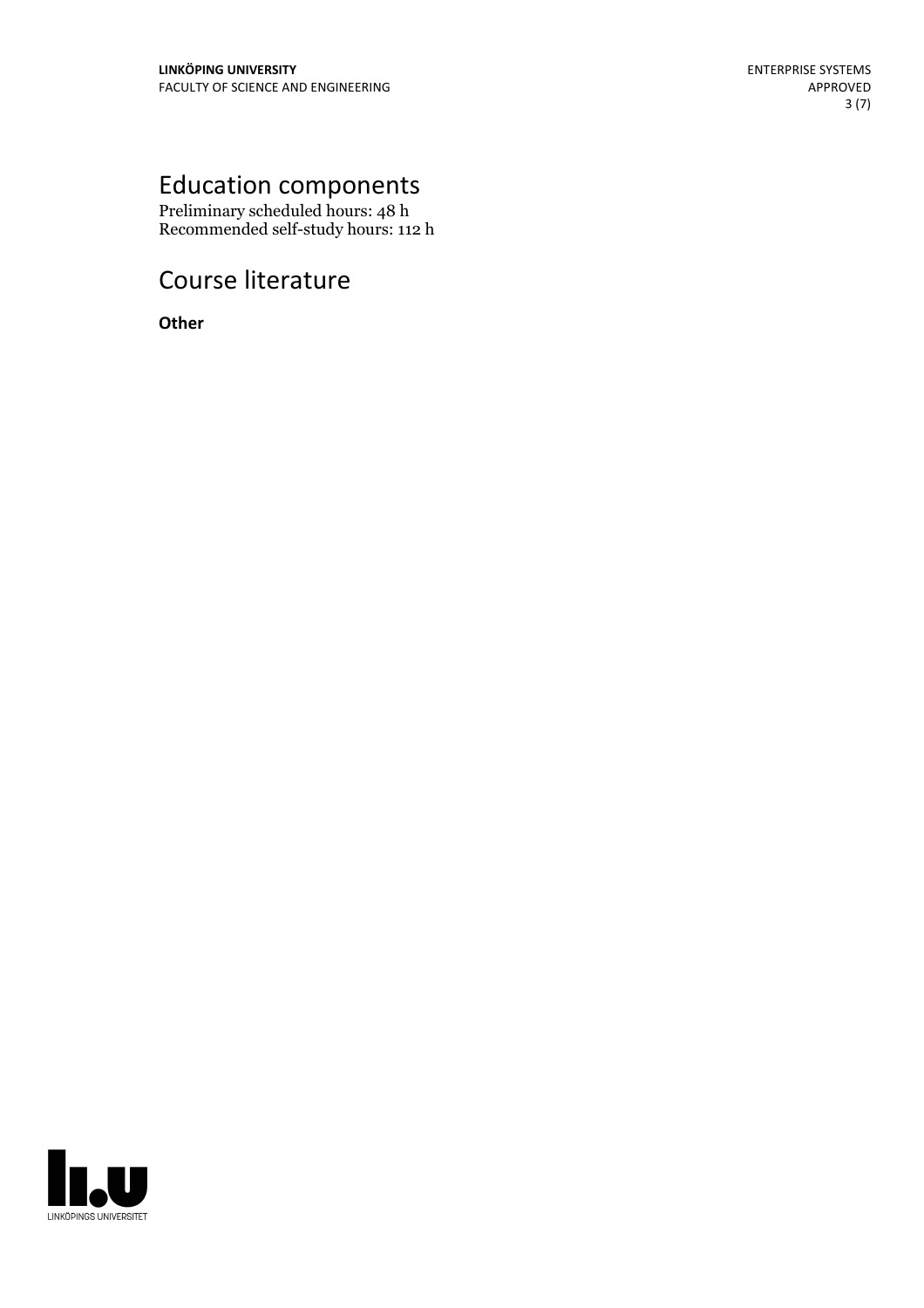# Education components

Preliminary scheduled hours: 48 h
Recommended self-study hours: 112 h

# Course literature

**Other**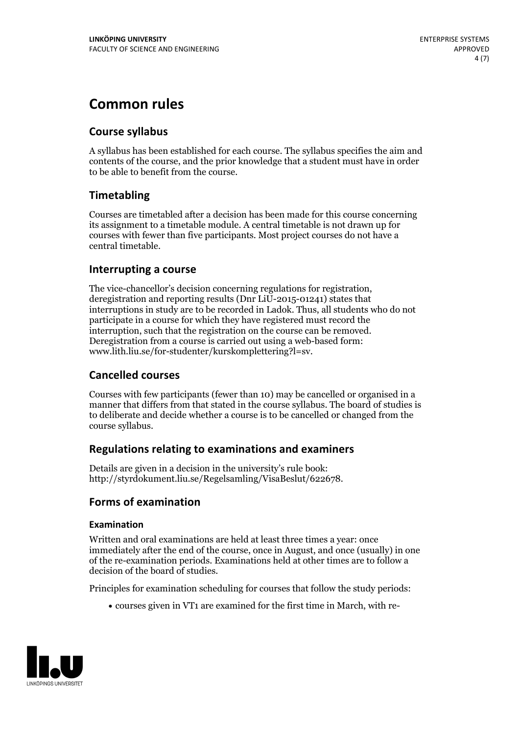# Common rules

## Course syllabus

A syllabus has been established for each course. The syllabus specifies the aim and contents of the course, and the prior knowledge that a student must have in order to be able to benefit from the course.

## Timetabling

Courses are timetabled after a decision has been made for this course concerning its assignment to a timetable module. A central timetable is not drawn up for courses with fewer than five participants. Most project courses do not have a central timetable.

## Interrupting a course

The vice-chancellor's decision concerning regulations for registration, deregistration and reporting results (Dnr LiU-2015-01241) states that interruptions in study are to be recorded in Ladok. Thus, all students who do not participate in a course for which they have registered must record the interruption, such that the registration on the course can be removed. Deregistration from a course is carried out using a web-based form: www.lith.liu.se/for-studenter/kurskomplettering?l=sv.

## Cancelled courses

Courses with few participants (fewer than 10) may be cancelled or organised in a manner that differs from that stated in the course syllabus. The board of studies is to deliberate and decide whether a course is to be cancelled or changed from the course syllabus.

## Regulations relating to examinations and examiners

Details are given in a decision in the university's rule book: http://styrdokument.liu.se/Regelsamling/VisaBeslut/622678.

## Forms of examination

### Examination

Written and oral examinations are held at least three times a year: once immediately after the end of the course, once in August, and once (usually) in one of the re-examination periods. Examinations held at other times are to follow a decision of the board of studies.

Principles for examination scheduling for courses that follow the study periods:

- courses given in VT1 are examined for the first time in March, with re-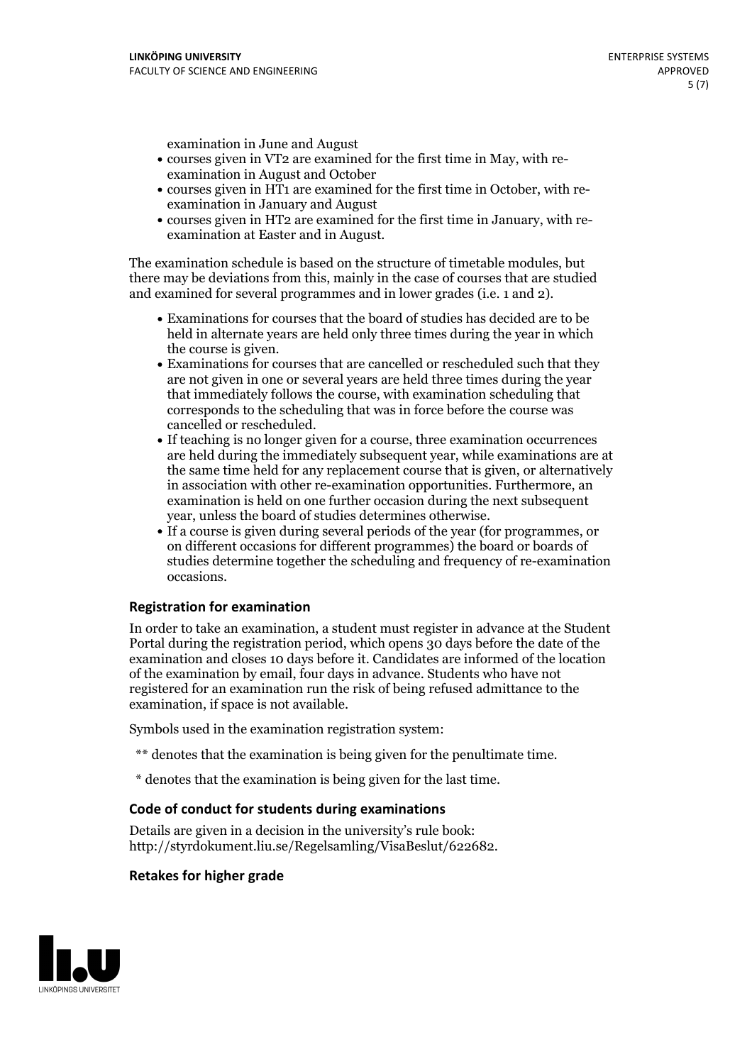examination in June and August

- courses given in VT2 are examined for the first time in May, with re-examination in August and October
- courses given in HT1 are examined for the first time in October, with re-examination in January and August
- courses given in HT2 are examined for the first time in January, with re-examination at Easter and in August.

The examination schedule is based on the structure of timetable modules, but there may be deviations from this, mainly in the case of courses that are studied and examined for several programmes and in lower grades (i.e. 1 and 2).

- Examinations for courses that the board of studies has decided are to be held in alternate years are held only three times during the year in which the course is given.
- Examinations for courses that are cancelled or rescheduled such that they are not given in one or several years are held three times during the year that immediately follows the course, with examination scheduling that corresponds to the scheduling that was in force before the course was cancelled or rescheduled.
- If teaching is no longer given for a course, three examination occurrences are held during the immediately subsequent year, while examinations are at the same time held for any replacement course that is given, or alternatively in association with other re-examination opportunities. Furthermore, an examination is held on one further occasion during the next subsequent year, unless the board of studies determines otherwise.
- If a course is given during several periods of the year (for programmes, or on different occasions for different programmes) the board or boards of studies determine together the scheduling and frequency of re-examination occasions.

### Registration for examination

In order to take an examination, a student must register in advance at the Student Portal during the registration period, which opens 30 days before the date of the examination and closes 10 days before it. Candidates are informed of the location of the examination by email, four days in advance. Students who have not registered for an examination run the risk of being refused admittance to the examination, if space is not available.

Symbols used in the examination registration system:

** denotes that the examination is being given for the penultimate time.

* denotes that the examination is being given for the last time.

### Code of conduct for students during examinations

Details are given in a decision in the university's rule book: http://styrdokument.liu.se/Regelsamling/VisaBeslut/622682.

### Retakes for higher grade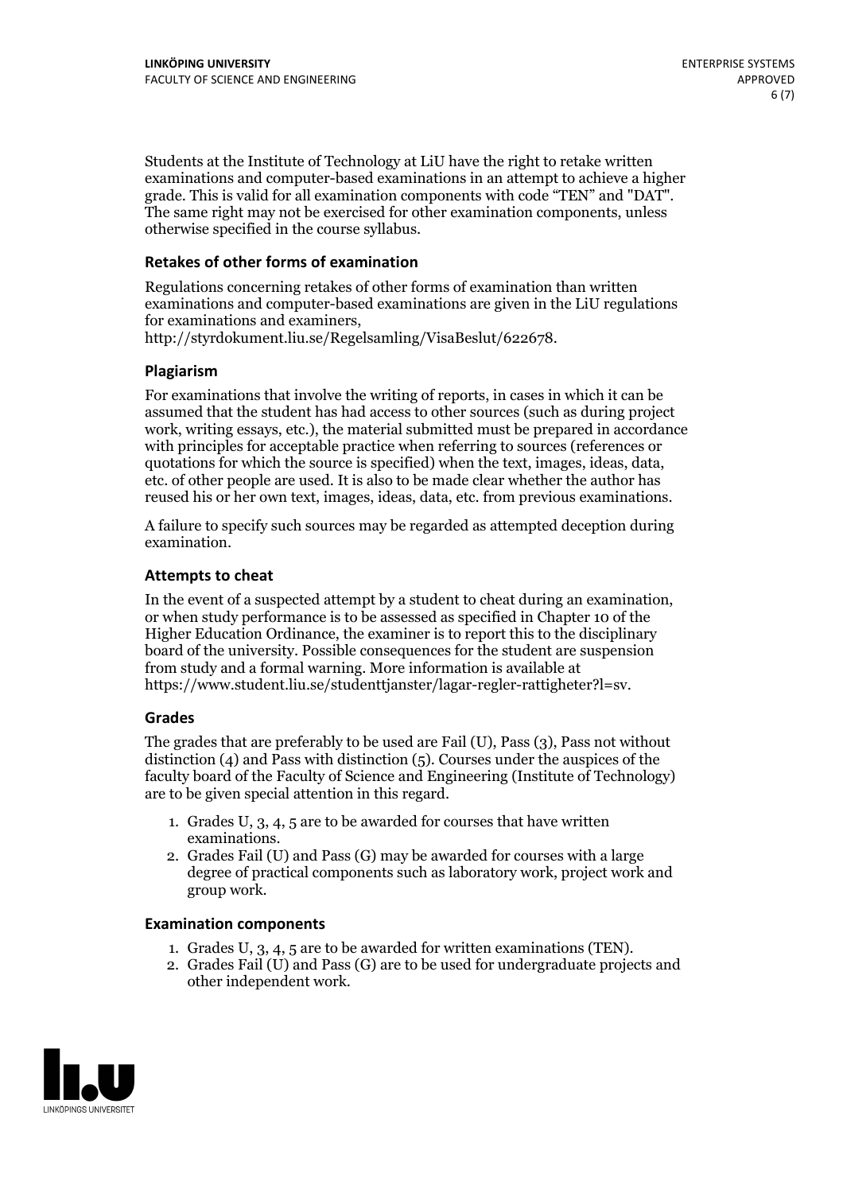Students at the Institute of Technology at LiU have the right to retake written examinations and computer-based examinations in an attempt to achieve a higher grade. This is valid for all examination components with code "TEN" and "DAT". The same right may not be exercised for other examination components, unless otherwise specified in the course syllabus.

### Retakes of other forms of examination

Regulations concerning retakes of other forms of examination than written examinations and computer-based examinations are given in the LiU regulations for examinations and examiners, http://styrdokument.liu.se/Regelsamling/VisaBeslut/622678.

### Plagiarism

For examinations that involve the writing of reports, in cases in which it can be assumed that the student has had access to other sources (such as during project work, writing essays, etc.), the material submitted must be prepared in accordance with principles for acceptable practice when referring to sources (references or quotations for which the source is specified) when the text, images, ideas, data, etc. of other people are used. It is also to be made clear whether the author has reused his or her own text, images, ideas, data, etc. from previous examinations.

A failure to specify such sources may be regarded as attempted deception during examination.

### Attempts to cheat

In the event of a suspected attempt by a student to cheat during an examination, or when study performance is to be assessed as specified in Chapter 10 of the Higher Education Ordinance, the examiner is to report this to the disciplinary board of the university. Possible consequences for the student are suspension from study and a formal warning. More information is available at https://www.student.liu.se/studenttjanster/lagar-regler-rattigheter?l=sv.

### Grades

The grades that are preferably to be used are Fail (U), Pass (3), Pass not without distinction (4) and Pass with distinction (5). Courses under the auspices of the faculty board of the Faculty of Science and Engineering (Institute of Technology) are to be given special attention in this regard.

1. Grades U, 3, 4, 5 are to be awarded for courses that have written examinations.
2. Grades Fail (U) and Pass (G) may be awarded for courses with a large degree of practical components such as laboratory work, project work and group work.

### Examination components

1. Grades U, 3, 4, 5 are to be awarded for written examinations (TEN).
2. Grades Fail (U) and Pass (G) are to be used for undergraduate projects and other independent work.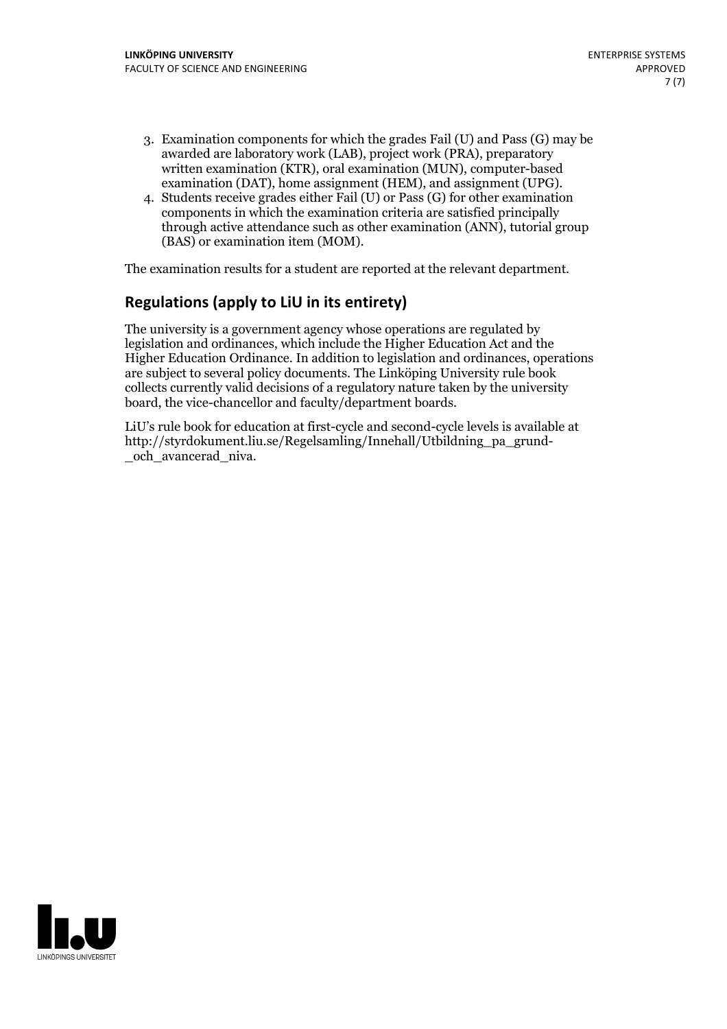3. Examination components for which the grades Fail (U) and Pass (G) may be awarded are laboratory work (LAB), project work (PRA), preparatory written examination (KTR), oral examination (MUN), computer-based examination (DAT), home assignment (HEM), and assignment (UPG).
4. Students receive grades either Fail (U) or Pass (G) for other examination components in which the examination criteria are satisfied principally through active attendance such as other examination (ANN), tutorial group (BAS) or examination item (MOM).

The examination results for a student are reported at the relevant department.

## Regulations (apply to LiU in its entirety)

The university is a government agency whose operations are regulated by legislation and ordinances, which include the Higher Education Act and the Higher Education Ordinance. In addition to legislation and ordinances, operations are subject to several policy documents. The Linköping University rule book collects currently valid decisions of a regulatory nature taken by the university board, the vice-chancellor and faculty/department boards.

LiU's rule book for education at first-cycle and second-cycle levels is available at http://styrdokument.liu.se/Regelsamling/Innehall/Utbildning_pa_grund-_och_avancerad_niva.